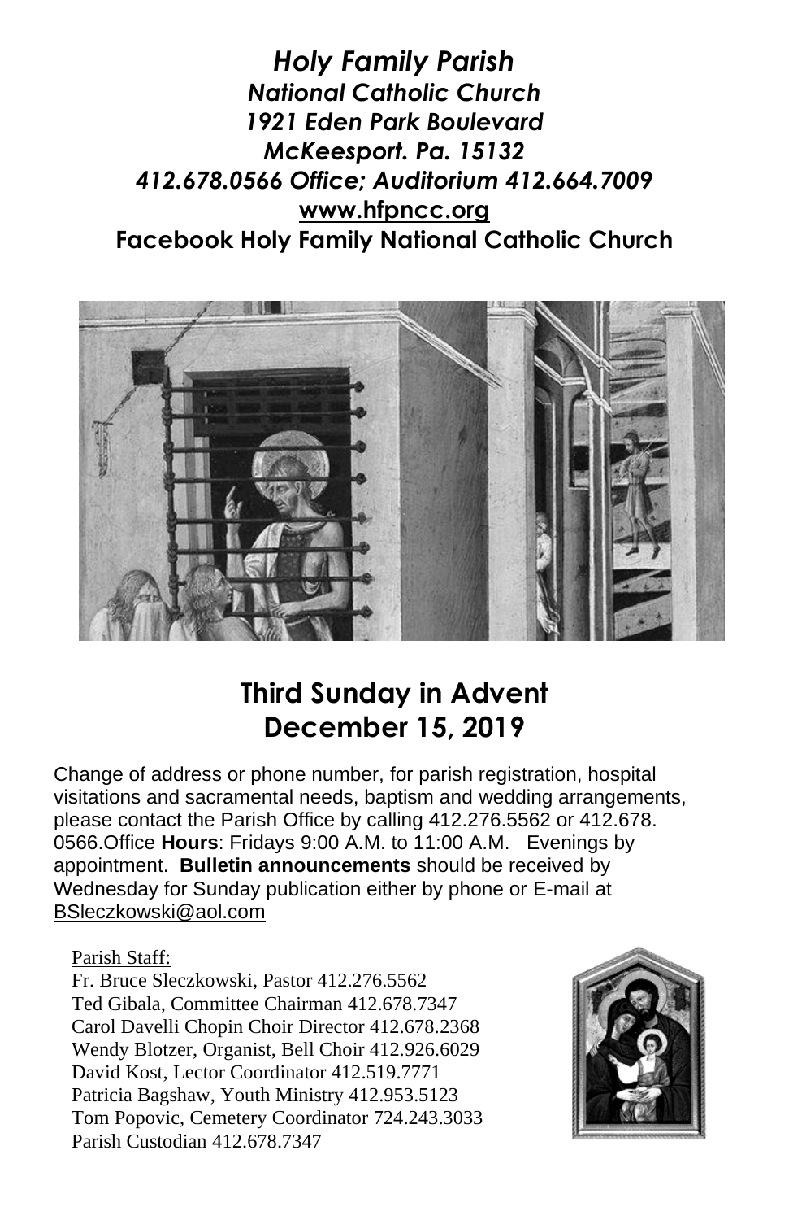***Holy Family Parish***
***National Catholic Church***
***1921 Eden Park Boulevard***
***McKeesport. Pa. 15132***
***412.678.0566 Office; Auditorium 412.664.7009***
**www.hfpncc.org**
**Facebook Holy Family National Catholic Church**

# Third Sunday in Advent
# December 15, 2019

Change of address or phone number, for parish registration, hospital visitations and sacramental needs, baptism and wedding arrangements, please contact the Parish Office by calling 412.276.5562 or 412.678. 0566.Office **Hours**: Fridays 9:00 A.M. to 11:00 A.M. Evenings by appointment. **Bulletin announcements** should be received by Wednesday for Sunday publication either by phone or E-mail at BSleczkowski@aol.com

Parish Staff:
Fr. Bruce Sleczkowski, Pastor 412.276.5562
Ted Gibala, Committee Chairman 412.678.7347
Carol Davelli Chopin Choir Director 412.678.2368
Wendy Blotzer, Organist, Bell Choir 412.926.6029
David Kost, Lector Coordinator 412.519.7771
Patricia Bagshaw, Youth Ministry 412.953.5123
Tom Popovic, Cemetery Coordinator 724.243.3033
Parish Custodian 412.678.7347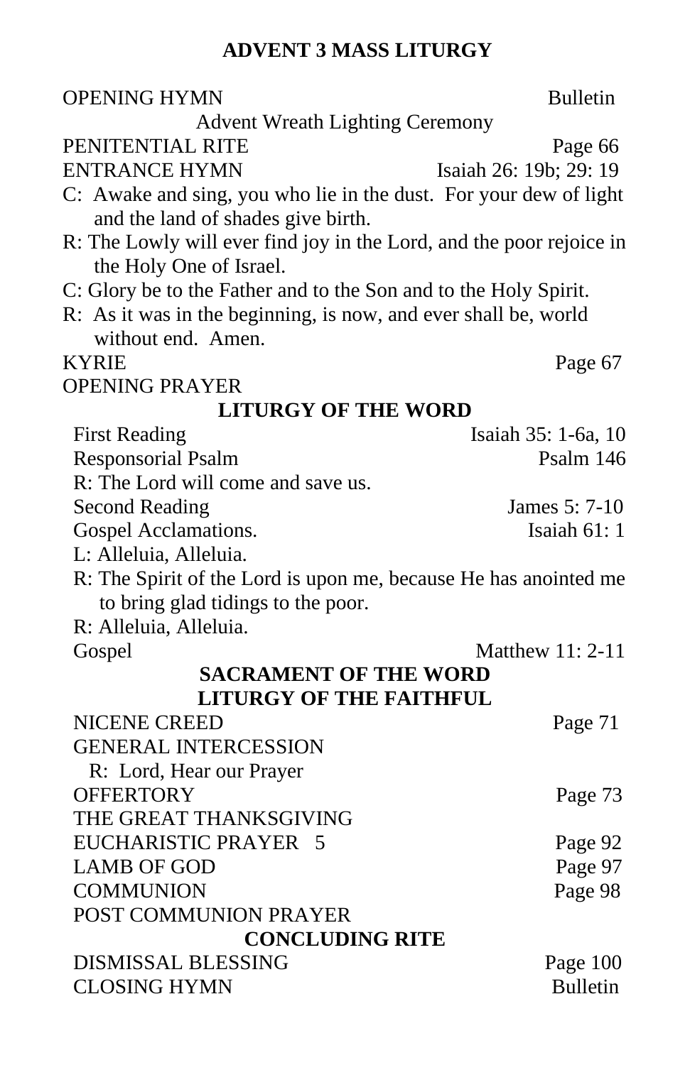# ADVENT 3 MASS LITURGY

OPENING HYMN Bulletin

Advent Wreath Lighting Ceremony

PENITENTIAL RITE Page 66

ENTRANCE HYMN Isaiah 26: 19b; 29: 19

C: Awake and sing, you who lie in the dust. For your dew of light and the land of shades give birth.

R: The Lowly will ever find joy in the Lord, and the poor rejoice in the Holy One of Israel.

C: Glory be to the Father and to the Son and to the Holy Spirit.

R: As it was in the beginning, is now, and ever shall be, world without end. Amen.

KYRIE Page 67

OPENING PRAYER

## LITURGY OF THE WORD

First Reading Isaiah 35: 1-6a, 10

Responsorial Psalm Psalm 146

R: The Lord will come and save us.

Second Reading James 5: 7-10

Gospel Acclamations. Isaiah 61: 1

L: Alleluia, Alleluia.

R: The Spirit of the Lord is upon me, because He has anointed me to bring glad tidings to the poor.

R: Alleluia, Alleluia.

Gospel Matthew 11: 2-11

## SACRAMENT OF THE WORD

## LITURGY OF THE FAITHFUL

NICENE CREED Page 71

GENERAL INTERCESSION

R: Lord, Hear our Prayer

OFFERTORY Page 73

THE GREAT THANKSGIVING

EUCHARISTIC PRAYER 5 Page 92

LAMB OF GOD Page 97

COMMUNION Page 98

POST COMMUNION PRAYER

## CONCLUDING RITE

DISMISSAL BLESSING Page 100

CLOSING HYMN Bulletin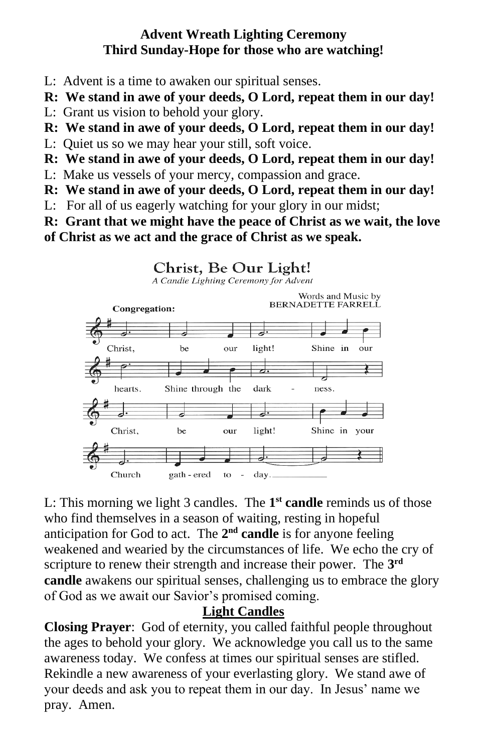**Advent Wreath Lighting Ceremony**
**Third Sunday-Hope for those who are watching!**

L: Advent is a time to awaken our spiritual senses.

**R: We stand in awe of your deeds, O Lord, repeat them in our day!**

L: Grant us vision to behold your glory.

**R: We stand in awe of your deeds, O Lord, repeat them in our day!**

L: Quiet us so we may hear your still, soft voice.

**R: We stand in awe of your deeds, O Lord, repeat them in our day!**

L: Make us vessels of your mercy, compassion and grace.

**R: We stand in awe of your deeds, O Lord, repeat them in our day!**

L: For all of us eagerly watching for your glory in our midst;

**R: Grant that we might have the peace of Christ as we wait, the love of Christ as we act and the grace of Christ as we speak.**

Christ, Be Our Light!
*A Candle Lighting Ceremony for Advent*

Words and Music by BERNADETTE FARRELL

**Congregation:**

Christ, be our light! Shine in our hearts. Shine through the dark - ness.
Christ, be our light! Shine in your Church gath - ered to - day.

L: This morning we light 3 candles. The **1st candle** reminds us of those who find themselves in a season of waiting, resting in hopeful anticipation for God to act. The **2nd candle** is for anyone feeling weakened and wearied by the circumstances of life. We echo the cry of scripture to renew their strength and increase their power. The **3rd candle** awakens our spiritual senses, challenging us to embrace the glory of God as we await our Savior's promised coming.

**Light Candles**

**Closing Prayer**: God of eternity, you called faithful people throughout the ages to behold your glory. We acknowledge you call us to the same awareness today. We confess at times our spiritual senses are stifled. Rekindle a new awareness of your everlasting glory. We stand awe of your deeds and ask you to repeat them in our day. In Jesus' name we pray. Amen.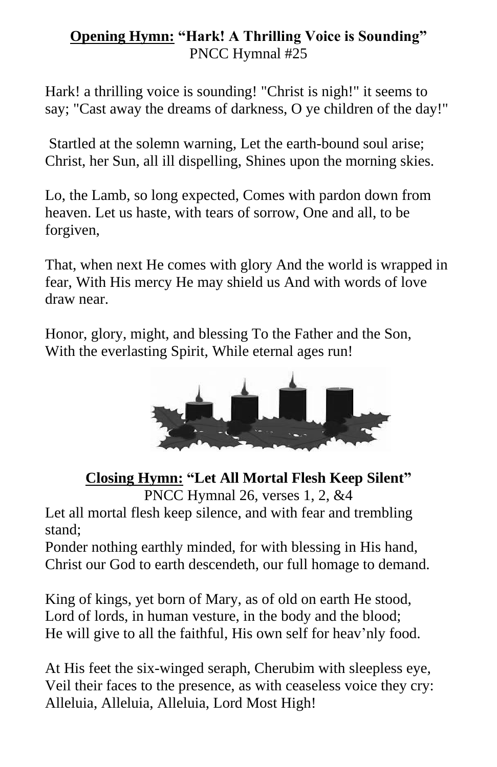**<u>Opening Hymn:</u> "Hark! A Thrilling Voice is Sounding"**
PNCC Hymnal #25

Hark! a thrilling voice is sounding! "Christ is nigh!" it seems to say; "Cast away the dreams of darkness, O ye children of the day!"

Startled at the solemn warning, Let the earth-bound soul arise; Christ, her Sun, all ill dispelling, Shines upon the morning skies.

Lo, the Lamb, so long expected, Comes with pardon down from heaven. Let us haste, with tears of sorrow, One and all, to be forgiven,

That, when next He comes with glory And the world is wrapped in fear, With His mercy He may shield us And with words of love draw near.

Honor, glory, might, and blessing To the Father and the Son, With the everlasting Spirit, While eternal ages run!

**<u>Closing Hymn:</u> "Let All Mortal Flesh Keep Silent"**
PNCC Hymnal 26, verses 1, 2, &4

Let all mortal flesh keep silence, and with fear and trembling stand;
Ponder nothing earthly minded, for with blessing in His hand,
Christ our God to earth descendeth, our full homage to demand.

King of kings, yet born of Mary, as of old on earth He stood,
Lord of lords, in human vesture, in the body and the blood;
He will give to all the faithful, His own self for heav'nly food.

At His feet the six-winged seraph, Cherubim with sleepless eye,
Veil their faces to the presence, as with ceaseless voice they cry:
Alleluia, Alleluia, Alleluia, Lord Most High!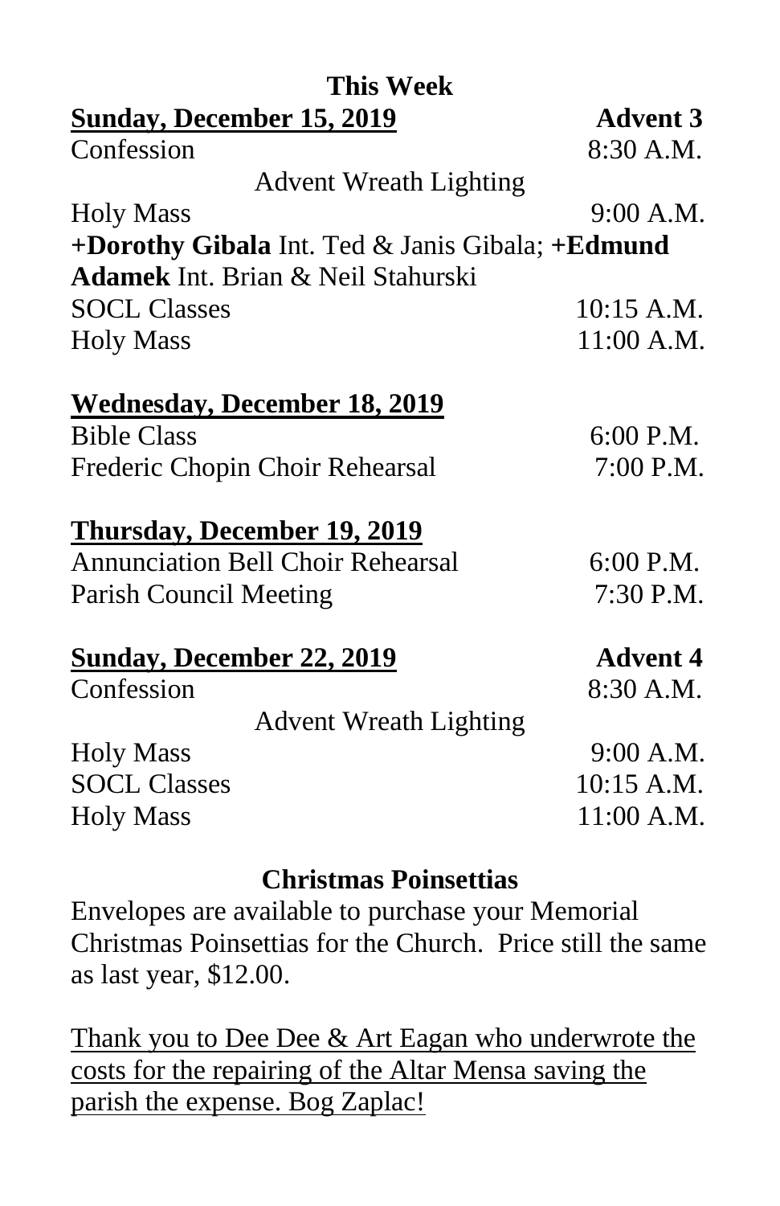## This Week

**Sunday, December 15, 2019** — **Advent 3**

Confession — 8:30 A.M.

Advent Wreath Lighting

Holy Mass — 9:00 A.M.

**+Dorothy Gibala** Int. Ted & Janis Gibala; **+Edmund Adamek** Int. Brian & Neil Stahurski

SOCL Classes — 10:15 A.M.

Holy Mass — 11:00 A.M.

**Wednesday, December 18, 2019**

Bible Class — 6:00 P.M.

Frederic Chopin Choir Rehearsal — 7:00 P.M.

**Thursday, December 19, 2019**

Annunciation Bell Choir Rehearsal — 6:00 P.M.

Parish Council Meeting — 7:30 P.M.

**Sunday, December 22, 2019** — **Advent 4**

Confession — 8:30 A.M.

Advent Wreath Lighting

Holy Mass — 9:00 A.M.

SOCL Classes — 10:15 A.M.

Holy Mass — 11:00 A.M.

## Christmas Poinsettias

Envelopes are available to purchase your Memorial Christmas Poinsettias for the Church. Price still the same as last year, $12.00.

Thank you to Dee Dee & Art Eagan who underwrote the costs for the repairing of the Altar Mensa saving the parish the expense. Bog Zaplac!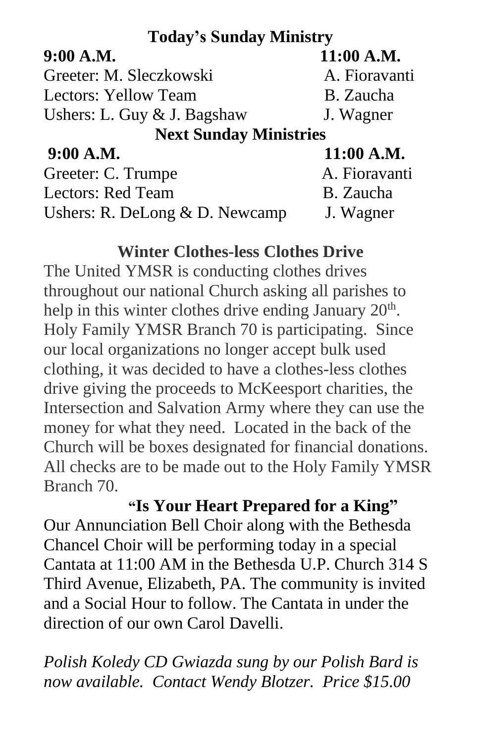## Today's Sunday Ministry

| 9:00 A.M. | 11:00 A.M. |
|---|---|
| Greeter: M. Sleczkowski | A. Fioravanti |
| Lectors: Yellow Team | B. Zaucha |
| Ushers: L. Guy & J. Bagshaw | J. Wagner |

## Next Sunday Ministries

| 9:00 A.M. | 11:00 A.M. |
|---|---|
| Greeter: C. Trumpe | A. Fioravanti |
| Lectors: Red Team | B. Zaucha |
| Ushers: R. DeLong & D. Newcamp | J. Wagner |

## Winter Clothes-less Clothes Drive

The United YMSR is conducting clothes drives throughout our national Church asking all parishes to help in this winter clothes drive ending January 20th. Holy Family YMSR Branch 70 is participating. Since our local organizations no longer accept bulk used clothing, it was decided to have a clothes-less clothes drive giving the proceeds to McKeesport charities, the Intersection and Salvation Army where they can use the money for what they need. Located in the back of the Church will be boxes designated for financial donations. All checks are to be made out to the Holy Family YMSR Branch 70.

## "Is Your Heart Prepared for a King"

Our Annunciation Bell Choir along with the Bethesda Chancel Choir will be performing today in a special Cantata at 11:00 AM in the Bethesda U.P. Church 314 S Third Avenue, Elizabeth, PA. The community is invited and a Social Hour to follow. The Cantata in under the direction of our own Carol Davelli.

*Polish Koledy CD Gwiazda sung by our Polish Bard is now available. Contact Wendy Blotzer. Price $15.00*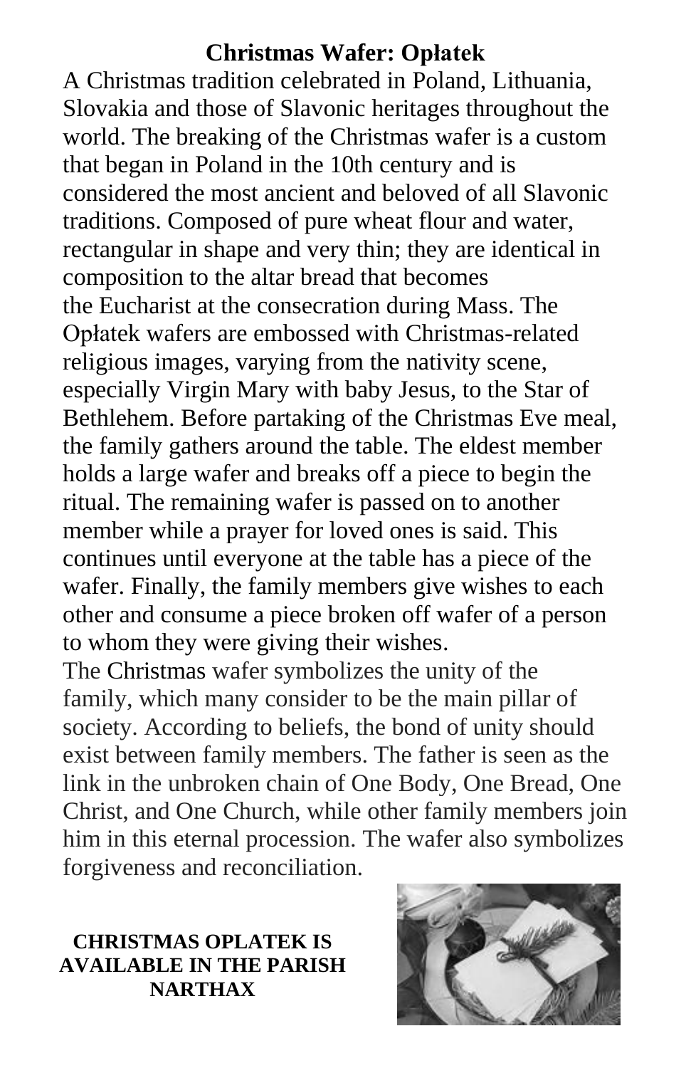## Christmas Wafer: Opłatek

A Christmas tradition celebrated in Poland, Lithuania, Slovakia and those of Slavonic heritages throughout the world. The breaking of the Christmas wafer is a custom that began in Poland in the 10th century and is considered the most ancient and beloved of all Slavonic traditions. Composed of pure wheat flour and water, rectangular in shape and very thin; they are identical in composition to the altar bread that becomes the Eucharist at the consecration during Mass. The Opłatek wafers are embossed with Christmas-related religious images, varying from the nativity scene, especially Virgin Mary with baby Jesus, to the Star of Bethlehem. Before partaking of the Christmas Eve meal, the family gathers around the table. The eldest member holds a large wafer and breaks off a piece to begin the ritual. The remaining wafer is passed on to another member while a prayer for loved ones is said. This continues until everyone at the table has a piece of the wafer. Finally, the family members give wishes to each other and consume a piece broken off wafer of a person to whom they were giving their wishes.

The Christmas wafer symbolizes the unity of the family, which many consider to be the main pillar of society. According to beliefs, the bond of unity should exist between family members. The father is seen as the link in the unbroken chain of One Body, One Bread, One Christ, and One Church, while other family members join him in this eternal procession. The wafer also symbolizes forgiveness and reconciliation.

**CHRISTMAS OPLATEK IS AVAILABLE IN THE PARISH NARTHAX**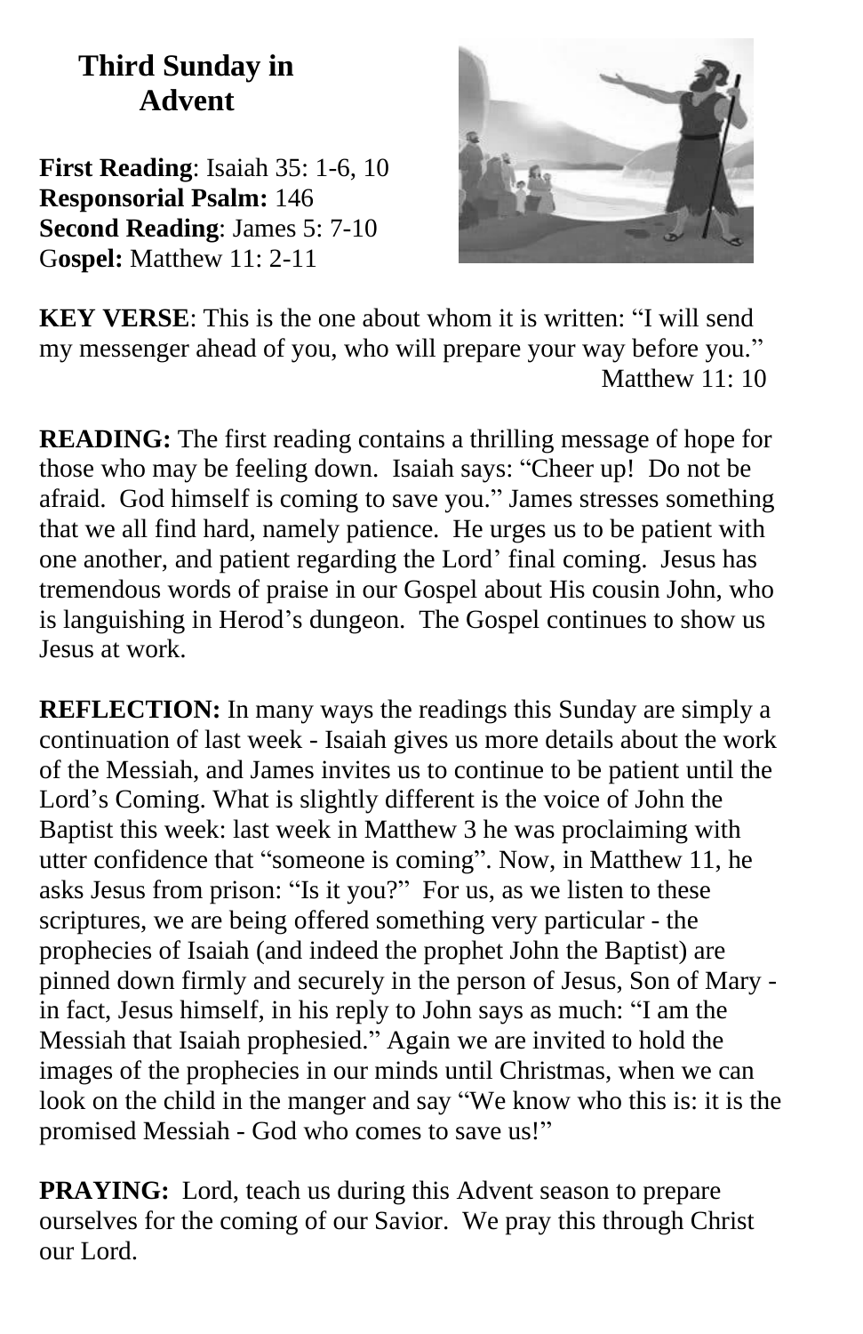# Third Sunday in Advent

**First Reading**: Isaiah 35: 1-6, 10
**Responsorial Psalm:** 146
**Second Reading**: James 5: 7-10
**Gospel:** Matthew 11: 2-11

**KEY VERSE**: This is the one about whom it is written: "I will send my messenger ahead of you, who will prepare your way before you."
Matthew 11: 10

**READING:** The first reading contains a thrilling message of hope for those who may be feeling down. Isaiah says: "Cheer up! Do not be afraid. God himself is coming to save you." James stresses something that we all find hard, namely patience. He urges us to be patient with one another, and patient regarding the Lord' final coming. Jesus has tremendous words of praise in our Gospel about His cousin John, who is languishing in Herod's dungeon. The Gospel continues to show us Jesus at work.

**REFLECTION:** In many ways the readings this Sunday are simply a continuation of last week - Isaiah gives us more details about the work of the Messiah, and James invites us to continue to be patient until the Lord's Coming. What is slightly different is the voice of John the Baptist this week: last week in Matthew 3 he was proclaiming with utter confidence that "someone is coming". Now, in Matthew 11, he asks Jesus from prison: "Is it you?" For us, as we listen to these scriptures, we are being offered something very particular - the prophecies of Isaiah (and indeed the prophet John the Baptist) are pinned down firmly and securely in the person of Jesus, Son of Mary - in fact, Jesus himself, in his reply to John says as much: "I am the Messiah that Isaiah prophesied." Again we are invited to hold the images of the prophecies in our minds until Christmas, when we can look on the child in the manger and say "We know who this is: it is the promised Messiah - God who comes to save us!"

**PRAYING:** Lord, teach us during this Advent season to prepare ourselves for the coming of our Savior. We pray this through Christ our Lord.